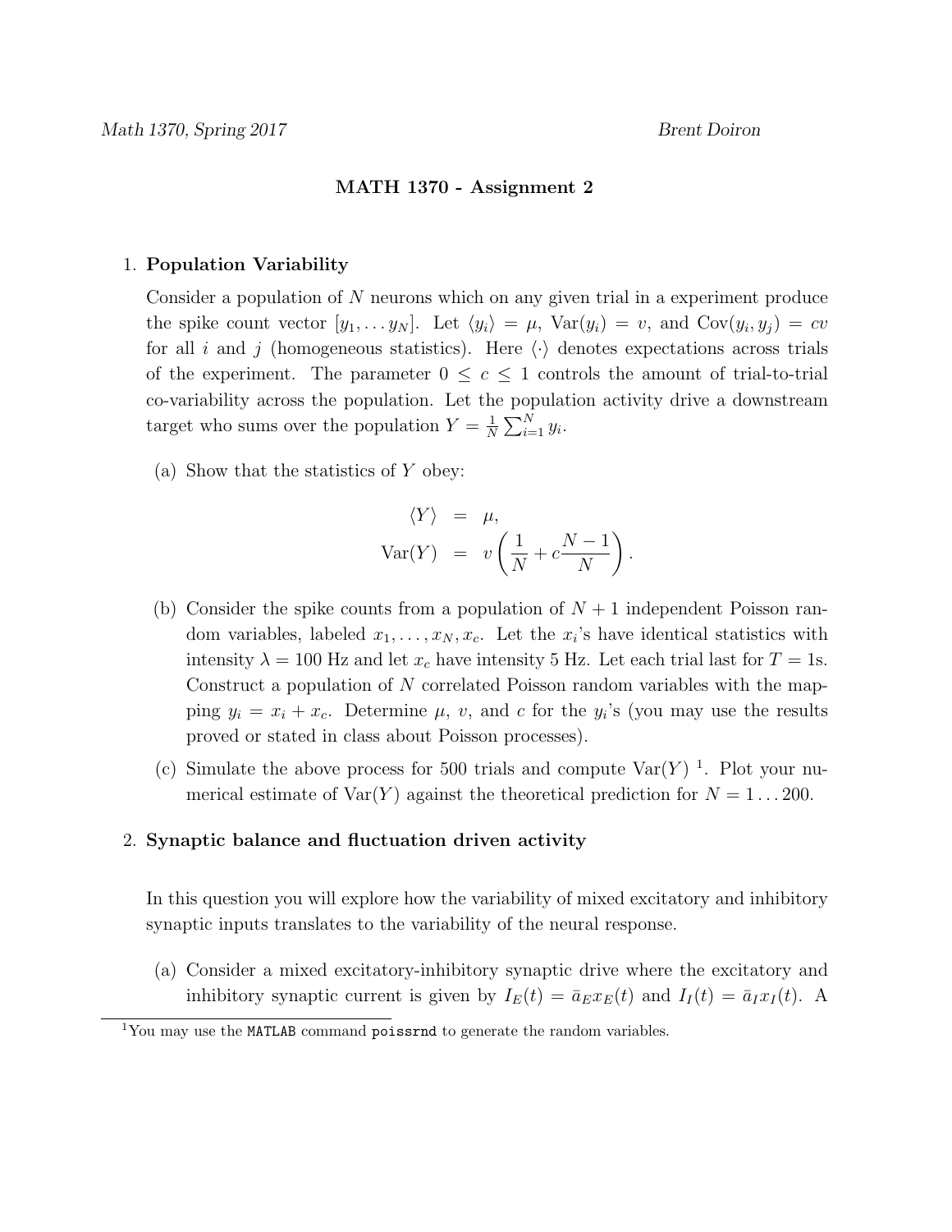*Math 1370, Spring 2017* *Brent Doiron*

# MATH 1370 - Assignment 2

1. **Population Variability**

   Consider a population of $N$ neurons which on any given trial in a experiment produce the spike count vector $[y_1, \ldots y_N]$. Let $\langle y_i \rangle = \mu$, $\text{Var}(y_i) = v$, and $\text{Cov}(y_i, y_j) = cv$ for all $i$ and $j$ (homogeneous statistics). Here $\langle \cdot \rangle$ denotes expectations across trials of the experiment. The parameter $0 \le c \le 1$ controls the amount of trial-to-trial co-variability across the population. Let the population activity drive a downstream target who sums over the population $Y = \frac{1}{N} \sum_{i=1}^{N} y_i$.

   (a) Show that the statistics of $Y$ obey:

   $$\begin{aligned} \langle Y \rangle &= \mu, \\ \text{Var}(Y) &= v\left(\frac{1}{N} + c\frac{N-1}{N}\right). \end{aligned}$$

   (b) Consider the spike counts from a population of $N+1$ independent Poisson random variables, labeled $x_1, \ldots, x_N, x_c$. Let the $x_i$'s have identical statistics with intensity $\lambda = 100$ Hz and let $x_c$ have intensity 5 Hz. Let each trial last for $T = 1$s. Construct a population of $N$ correlated Poisson random variables with the mapping $y_i = x_i + x_c$. Determine $\mu$, $v$, and $c$ for the $y_i$'s (you may use the results proved or stated in class about Poisson processes).

   (c) Simulate the above process for 500 trials and compute $\text{Var}(Y)$ [1]. Plot your numerical estimate of $\text{Var}(Y)$ against the theoretical prediction for $N = 1 \ldots 200$.

2. **Synaptic balance and fluctuation driven activity**

   In this question you will explore how the variability of mixed excitatory and inhibitory synaptic inputs translates to the variability of the neural response.

   (a) Consider a mixed excitatory-inhibitory synaptic drive where the excitatory and inhibitory synaptic current is given by $I_E(t) = \bar{a}_E x_E(t)$ and $I_I(t) = \bar{a}_I x_I(t)$. A

[1] You may use the `MATLAB` command `poissrnd` to generate the random variables.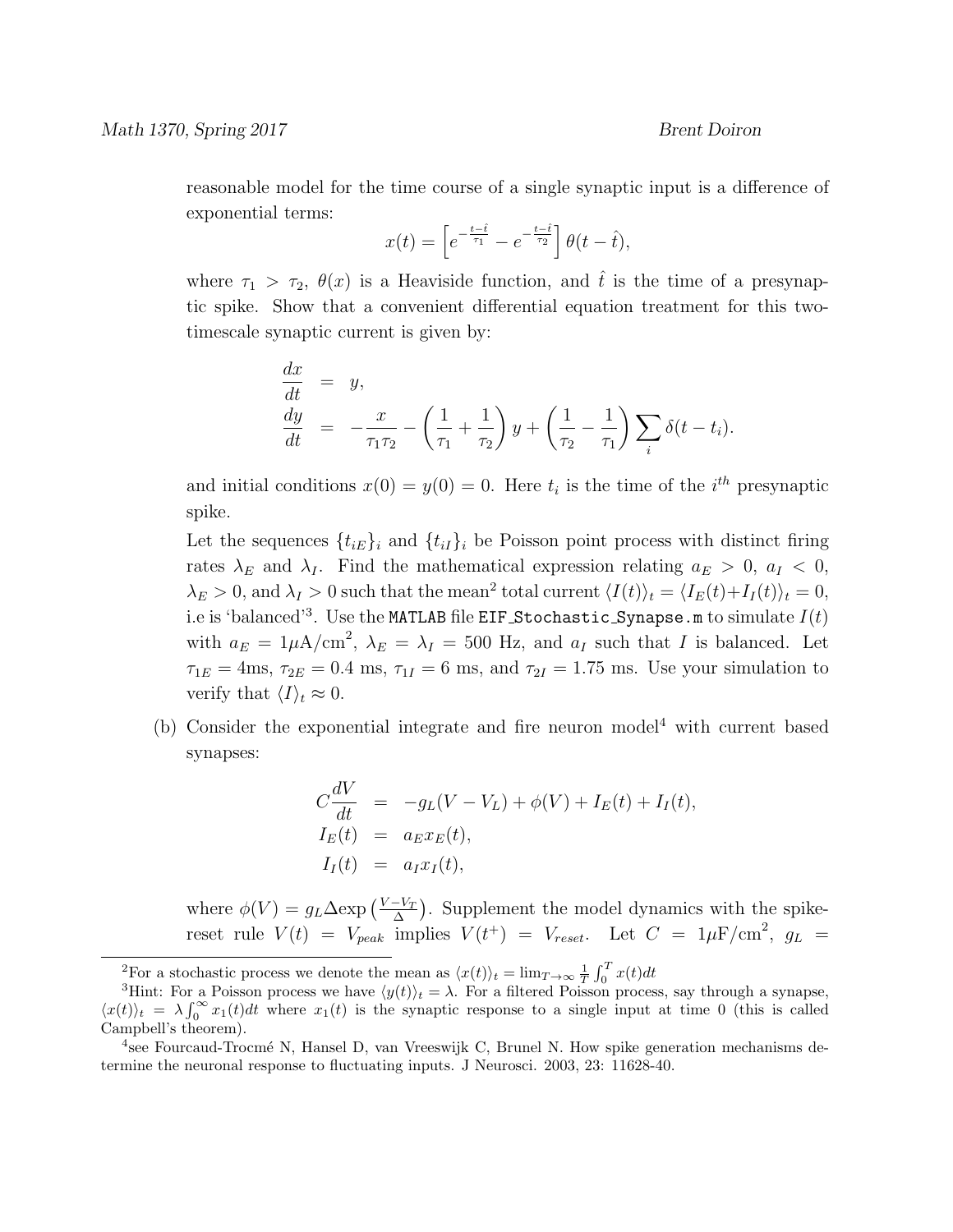reasonable model for the time course of a single synaptic input is a difference of exponential terms:

$$x(t) = \left[ e^{-\frac{t-\hat{t}}{\tau_1}} - e^{-\frac{t-\hat{t}}{\tau_2}} \right] \theta(t - \hat{t}),$$

where $\tau_1 > \tau_2$, $\theta(x)$ is a Heaviside function, and $\hat{t}$ is the time of a presynaptic spike. Show that a convenient differential equation treatment for this two-timescale synaptic current is given by:

$$\begin{aligned}
\frac{dx}{dt} &= y, \\
\frac{dy}{dt} &= -\frac{x}{\tau_1 \tau_2} - \left( \frac{1}{\tau_1} + \frac{1}{\tau_2} \right) y + \left( \frac{1}{\tau_2} - \frac{1}{\tau_1} \right) \sum_i \delta(t - t_i).
\end{aligned}$$

and initial conditions $x(0) = y(0) = 0$. Here $t_i$ is the time of the $i^{th}$ presynaptic spike.

Let the sequences $\{t_{iE}\}_i$ and $\{t_{iI}\}_i$ be Poisson point process with distinct firing rates $\lambda_E$ and $\lambda_I$. Find the mathematical expression relating $a_E > 0$, $a_I < 0$, $\lambda_E > 0$, and $\lambda_I > 0$ such that the mean[2] total current $\langle I(t) \rangle_t = \langle I_E(t) + I_I(t) \rangle_t = 0$, i.e is 'balanced'[3]. Use the MATLAB file `EIF_Stochastic_Synapse.m` to simulate $I(t)$ with $a_E = 1\mu\text{A/cm}^2$, $\lambda_E = \lambda_I = 500$ Hz, and $a_I$ such that $I$ is balanced. Let $\tau_{1E} = 4$ms, $\tau_{2E} = 0.4$ ms, $\tau_{1I} = 6$ ms, and $\tau_{2I} = 1.75$ ms. Use your simulation to verify that $\langle I \rangle_t \approx 0$.

(b) Consider the exponential integrate and fire neuron model[4] with current based synapses:

$$\begin{aligned}
C \frac{dV}{dt} &= -g_L (V - V_L) + \phi(V) + I_E(t) + I_I(t), \\
I_E(t) &= a_E x_E(t), \\
I_I(t) &= a_I x_I(t),
\end{aligned}$$

where $\phi(V) = g_L \Delta \exp\left(\frac{V - V_T}{\Delta}\right)$. Supplement the model dynamics with the spike-reset rule $V(t) = V_{peak}$ implies $V(t^+) = V_{reset}$. Let $C = 1\mu\text{F/cm}^2$, $g_L =$

---

[2] For a stochastic process we denote the mean as $\langle x(t) \rangle_t = \lim_{T \to \infty} \frac{1}{T} \int_0^T x(t) dt$

[3] Hint: For a Poisson process we have $\langle y(t) \rangle_t = \lambda$. For a filtered Poisson process, say through a synapse, $\langle x(t) \rangle_t = \lambda \int_0^\infty x_1(t) dt$ where $x_1(t)$ is the synaptic response to a single input at time 0 (this is called Campbell's theorem).

[4] see Fourcaud-Trocmé N, Hansel D, van Vreeswijk C, Brunel N. How spike generation mechanisms determine the neuronal response to fluctuating inputs. J Neurosci. 2003, 23: 11628-40.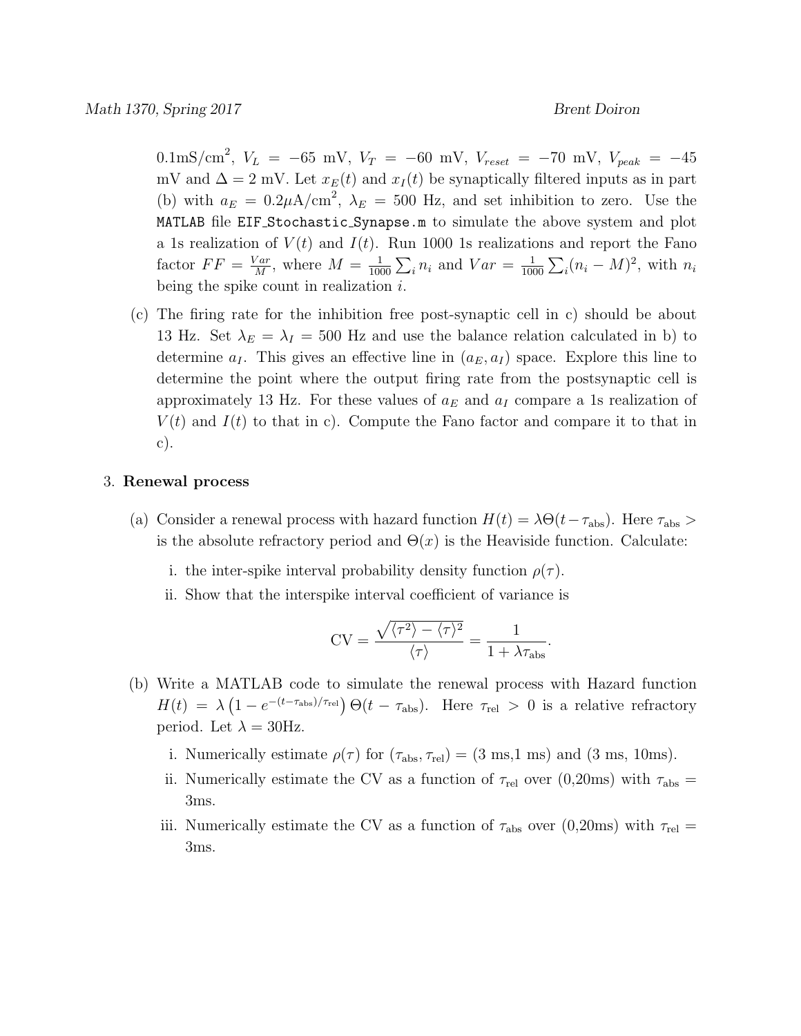0.1mS/cm$^2$, $V_L = -65$ mV, $V_T = -60$ mV, $V_{reset} = -70$ mV, $V_{peak} = -45$ mV and $\Delta = 2$ mV. Let $x_E(t)$ and $x_I(t)$ be synaptically filtered inputs as in part (b) with $a_E = 0.2\mu$A/cm$^2$, $\lambda_E = 500$ Hz, and set inhibition to zero. Use the MATLAB file `EIF_Stochastic_Synapse.m` to simulate the above system and plot a 1s realization of $V(t)$ and $I(t)$. Run 1000 1s realizations and report the Fano factor $FF = \frac{Var}{M}$, where $M = \frac{1}{1000}\sum_i n_i$ and $Var = \frac{1}{1000}\sum_i (n_i - M)^2$, with $n_i$ being the spike count in realization $i$.

(c) The firing rate for the inhibition free post-synaptic cell in c) should be about 13 Hz. Set $\lambda_E = \lambda_I = 500$ Hz and use the balance relation calculated in b) to determine $a_I$. This gives an effective line in $(a_E, a_I)$ space. Explore this line to determine the point where the output firing rate from the postsynaptic cell is approximately 13 Hz. For these values of $a_E$ and $a_I$ compare a 1s realization of $V(t)$ and $I(t)$ to that in c). Compute the Fano factor and compare it to that in c).

3. **Renewal process**

(a) Consider a renewal process with hazard function $H(t) = \lambda\Theta(t - \tau_{\text{abs}})$. Here $\tau_{\text{abs}} >$ is the absolute refractory period and $\Theta(x)$ is the Heaviside function. Calculate:

i. the inter-spike interval probability density function $\rho(\tau)$.

ii. Show that the interspike interval coefficient of variance is

$$\text{CV} = \frac{\sqrt{\langle\tau^2\rangle - \langle\tau\rangle^2}}{\langle\tau\rangle} = \frac{1}{1 + \lambda\tau_{\text{abs}}}.$$

(b) Write a MATLAB code to simulate the renewal process with Hazard function $H(t) = \lambda\left(1 - e^{-(t-\tau_{\text{abs}})/\tau_{\text{rel}}}\right)\Theta(t - \tau_{\text{abs}})$. Here $\tau_{\text{rel}} > 0$ is a relative refractory period. Let $\lambda = 30$Hz.

i. Numerically estimate $\rho(\tau)$ for $(\tau_{\text{abs}}, \tau_{\text{rel}}) = $ (3 ms,1 ms) and (3 ms, 10ms).

ii. Numerically estimate the CV as a function of $\tau_{\text{rel}}$ over (0,20ms) with $\tau_{\text{abs}} =$ 3ms.

iii. Numerically estimate the CV as a function of $\tau_{\text{abs}}$ over (0,20ms) with $\tau_{\text{rel}} =$ 3ms.